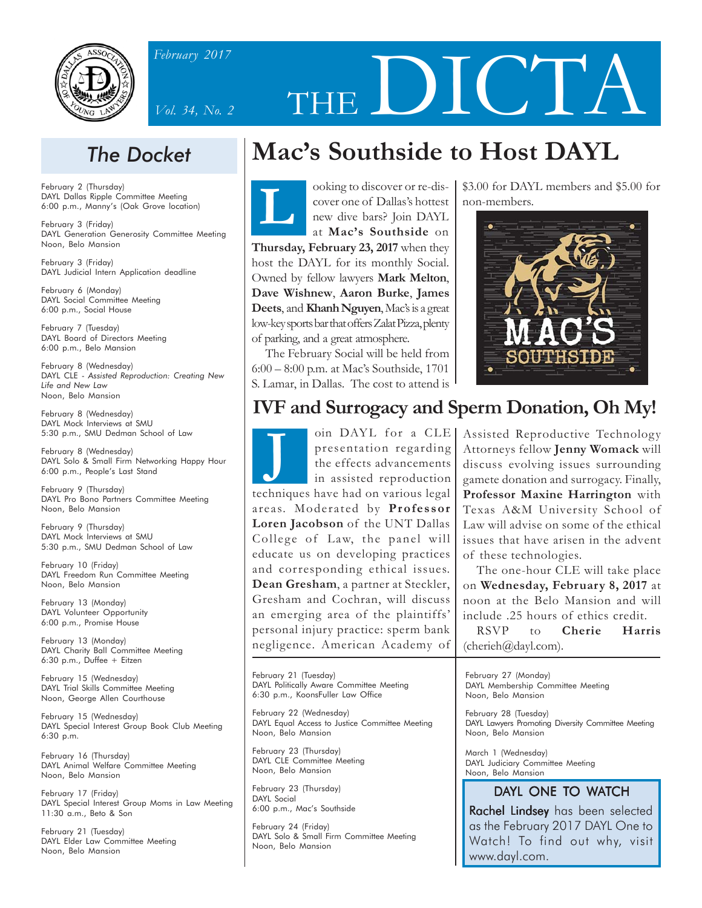*February 2017*

*Vol. 34, No. 2*

# THE DICTA

## The Docket

February 2 (Thursday)
DAYL Dallas Ripple Committee Meeting
6:00 p.m., Manny's (Oak Grove location)

February 3 (Friday)
DAYL Generation Generosity Committee Meeting
Noon, Belo Mansion

February 3 (Friday)
DAYL Judicial Intern Application deadline

February 6 (Monday)
DAYL Social Committee Meeting
6:00 p.m., Social House

February 7 (Tuesday)
DAYL Board of Directors Meeting
6:00 p.m., Belo Mansion

February 8 (Wednesday)
DAYL CLE - *Assisted Reproduction: Creating New Life and New Law*
Noon, Belo Mansion

February 8 (Wednesday)
DAYL Mock Interviews at SMU
5:30 p.m., SMU Dedman School of Law

February 8 (Wednesday)
DAYL Solo & Small Firm Networking Happy Hour
6:00 p.m., People's Last Stand

February 9 (Thursday)
DAYL Pro Bono Partners Committee Meeting
Noon, Belo Mansion

February 9 (Thursday)
DAYL Mock Interviews at SMU
5:30 p.m., SMU Dedman School of Law

February 10 (Friday)
DAYL Freedom Run Committee Meeting
Noon, Belo Mansion

February 13 (Monday)
DAYL Volunteer Opportunity
6:00 p.m., Promise House

February 13 (Monday)
DAYL Charity Ball Committee Meeting
6:30 p.m., Duffee + Eitzen

February 15 (Wednesday)
DAYL Trial Skills Committee Meeting
Noon, George Allen Courthouse

February 15 (Wednesday)
DAYL Special Interest Group Book Club Meeting
6:30 p.m.

February 16 (Thursday)
DAYL Animal Welfare Committee Meeting
Noon, Belo Mansion

February 17 (Friday)
DAYL Special Interest Group Moms in Law Meeting
11:30 a.m., Beto & Son

February 21 (Tuesday)
DAYL Elder Law Committee Meeting
Noon, Belo Mansion

February 21 (Tuesday)
DAYL Politically Aware Committee Meeting
6:30 p.m., KoonsFuller Law Office

February 22 (Wednesday)
DAYL Equal Access to Justice Committee Meeting
Noon, Belo Mansion

February 23 (Thursday)
DAYL CLE Committee Meeting
Noon, Belo Mansion

February 23 (Thursday)
DAYL Social
6:00 p.m., Mac's Southside

February 24 (Friday)
DAYL Solo & Small Firm Committee Meeting
Noon, Belo Mansion

February 27 (Monday)
DAYL Membership Committee Meeting
Noon, Belo Mansion

February 28 (Tuesday)
DAYL Lawyers Promoting Diversity Committee Meeting
Noon, Belo Mansion

March 1 (Wednesday)
DAYL Judiciary Committee Meeting
Noon, Belo Mansion

## Mac's Southside to Host DAYL

Looking to discover or re-discover one of Dallas's hottest new dive bars? Join DAYL at **Mac's Southside** on **Thursday, February 23, 2017** when they host the DAYL for its monthly Social. Owned by fellow lawyers **Mark Melton**, **Dave Wishnew**, **Aaron Burke**, **James Deets**, and **Khanh Nguyen**, Mac's is a great low-key sports bar that offers Zalat Pizza, plenty of parking, and a great atmosphere.

The February Social will be held from 6:00 – 8:00 p.m. at Mac's Southside, 1701 S. Lamar, in Dallas. The cost to attend is $3.00 for DAYL members and $5.00 for non-members.

## IVF and Surrogacy and Sperm Donation, Oh My!

Join DAYL for a CLE presentation regarding the effects advancements in assisted reproduction techniques have had on various legal areas. Moderated by **Professor Loren Jacobson** of the UNT Dallas College of Law, the panel will educate us on developing practices and corresponding ethical issues. **Dean Gresham**, a partner at Steckler, Gresham and Cochran, will discuss an emerging area of the plaintiffs' personal injury practice: sperm bank negligence. American Academy of Assisted Reproductive Technology Attorneys fellow **Jenny Womack** will discuss evolving issues surrounding gamete donation and surrogacy. Finally, **Professor Maxine Harrington** with Texas A&M University School of Law will advise on some of the ethical issues that have arisen in the advent of these technologies.

The one-hour CLE will take place on **Wednesday, February 8, 2017** at noon at the Belo Mansion and will include .25 hours of ethics credit.

RSVP to **Cherie Harris** (cherieh@dayl.com).

### DAYL ONE TO WATCH

**Rachel Lindsey** has been selected as the February 2017 DAYL One to Watch! To find out why, visit www.dayl.com.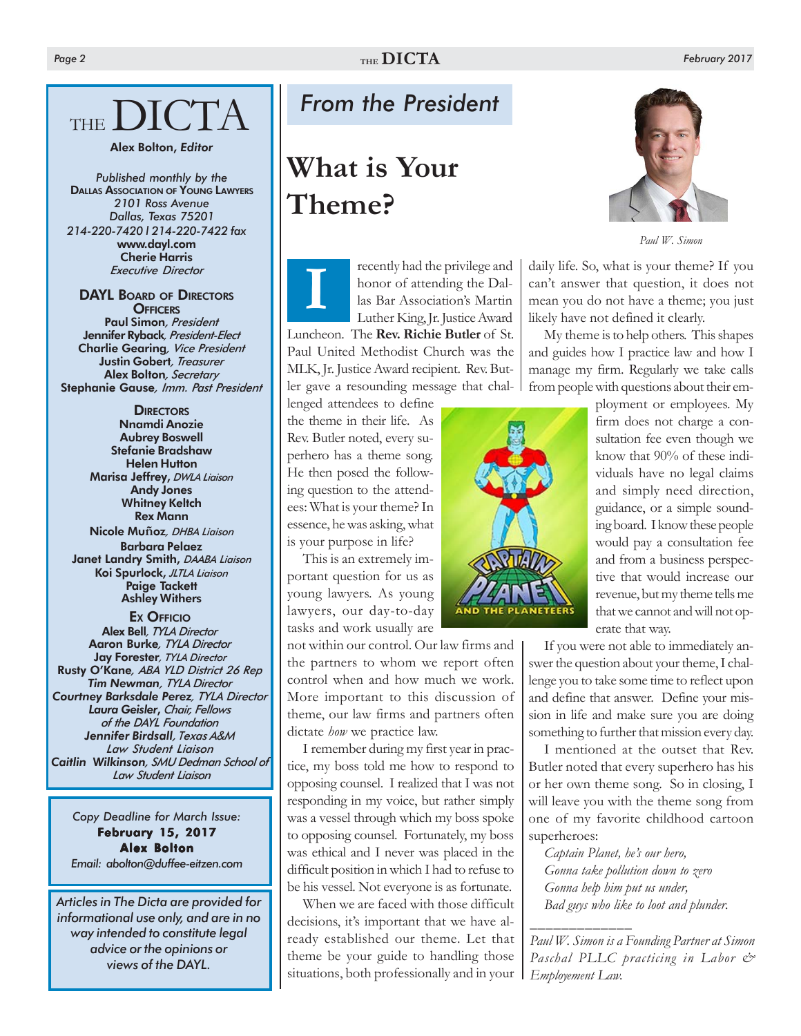# THE DICTA

**Alex Bolton, *Editor***

*Published monthly by the*
**DALLAS ASSOCIATION OF YOUNG LAWYERS**
*2101 Ross Avenue*
*Dallas, Texas 75201*
*214-220-7420 | 214-220-7422 fax*
**www.dayl.com**
**Cherie Harris**
*Executive Director*

**DAYL BOARD OF DIRECTORS**

**OFFICERS**

**Paul Simon**, *President*
**Jennifer Ryback**, *President-Elect*
**Charlie Gearing**, *Vice President*
**Justin Gobert**, *Treasurer*
**Alex Bolton**, *Secretary*
**Stephanie Gause**, *Imm. Past President*

**DIRECTORS**

**Nnamdi Anozie**
**Aubrey Boswell**
**Stefanie Bradshaw**
**Helen Hutton**
**Marisa Jeffrey**, *DWLA Liaison*
**Andy Jones**
**Whitney Keltch**
**Rex Mann**
**Nicole Muñoz**, *DHBA Liaison*
**Barbara Pelaez**
**Janet Landry Smith**, *DAABA Liaison*
**Koi Spurlock**, *JLTLA Liaison*
**Paige Tackett**
**Ashley Withers**

**EX OFFICIO**

**Alex Bell**, *TYLA Director*
**Aaron Burke**, *TYLA Director*
**Jay Forester**, *TYLA Director*
**Rusty O'Kane**, *ABA YLD District 26 Rep*
**Tim Newman**, *TYLA Director*
**Courtney Barksdale Perez**, *TYLA Director*
**Laura Geisler**, *Chair, Fellows of the DAYL Foundation*
**Jennifer Birdsall**, *Texas A&M Law Student Liaison*
**Caitlin Wilkinson**, *SMU Dedman School of Law Student Liaison*

*Copy Deadline for March Issue:*
**February 15, 2017**
**Alex Bolton**
*Email: abolton@duffee-eitzen.com*

*Articles in The Dicta are provided for informational use only, and are in no way intended to constitute legal advice or the opinions or views of the DAYL.*

## *From the President*

# What is Your Theme?

*Paul W. Simon*

I recently had the privilege and honor of attending the Dallas Bar Association's Martin Luther King, Jr. Justice Award Luncheon. The **Rev. Richie Butler** of St. Paul United Methodist Church was the MLK, Jr. Justice Award recipient. Rev. Butler gave a resounding message that challenged attendees to define the theme in their life. As Rev. Butler noted, every superhero has a theme song. He then posed the following question to the attendees: What is your theme? In essence, he was asking, what is your purpose in life?

This is an extremely important question for us as young lawyers. As young lawyers, our day-to-day tasks and work usually are not within our control. Our law firms and the partners to whom we report often control when and how much we work. More important to this discussion of theme, our law firms and partners often dictate *how* we practice law.

I remember during my first year in practice, my boss told me how to respond to opposing counsel. I realized that I was not responding in my voice, but rather simply was a vessel through which my boss spoke to opposing counsel. Fortunately, my boss was ethical and I never was placed in the difficult position in which I had to refuse to be his vessel. Not everyone is as fortunate.

When we are faced with those difficult decisions, it's important that we have already established our theme. Let that theme be your guide to handling those situations, both professionally and in your daily life. So, what is your theme? If you can't answer that question, it does not mean you do not have a theme; you just likely have not defined it clearly.

My theme is to help others. This shapes and guides how I practice law and how I manage my firm. Regularly we take calls from people with questions about their employment or employees. My firm does not charge a consultation fee even though we know that 90% of these individuals have no legal claims and simply need direction, guidance, or a simple sounding board. I know these people would pay a consultation fee and from a business perspective that would increase our revenue, but my theme tells me that we cannot and will not operate that way.

If you were not able to immediately answer the question about your theme, I challenge you to take some time to reflect upon and define that answer. Define your mission in life and make sure you are doing something to further that mission every day.

I mentioned at the outset that Rev. Butler noted that every superhero has his or her own theme song. So in closing, I will leave you with the theme song from one of my favorite childhood cartoon superheroes:

*Captain Planet, he's our hero,*
*Gonna take pollution down to zero*
*Gonna help him put us under,*
*Bad guys who like to loot and plunder.*

---

*Paul W. Simon is a Founding Partner at Simon Paschal PLLC practicing in Labor & Employement Law.*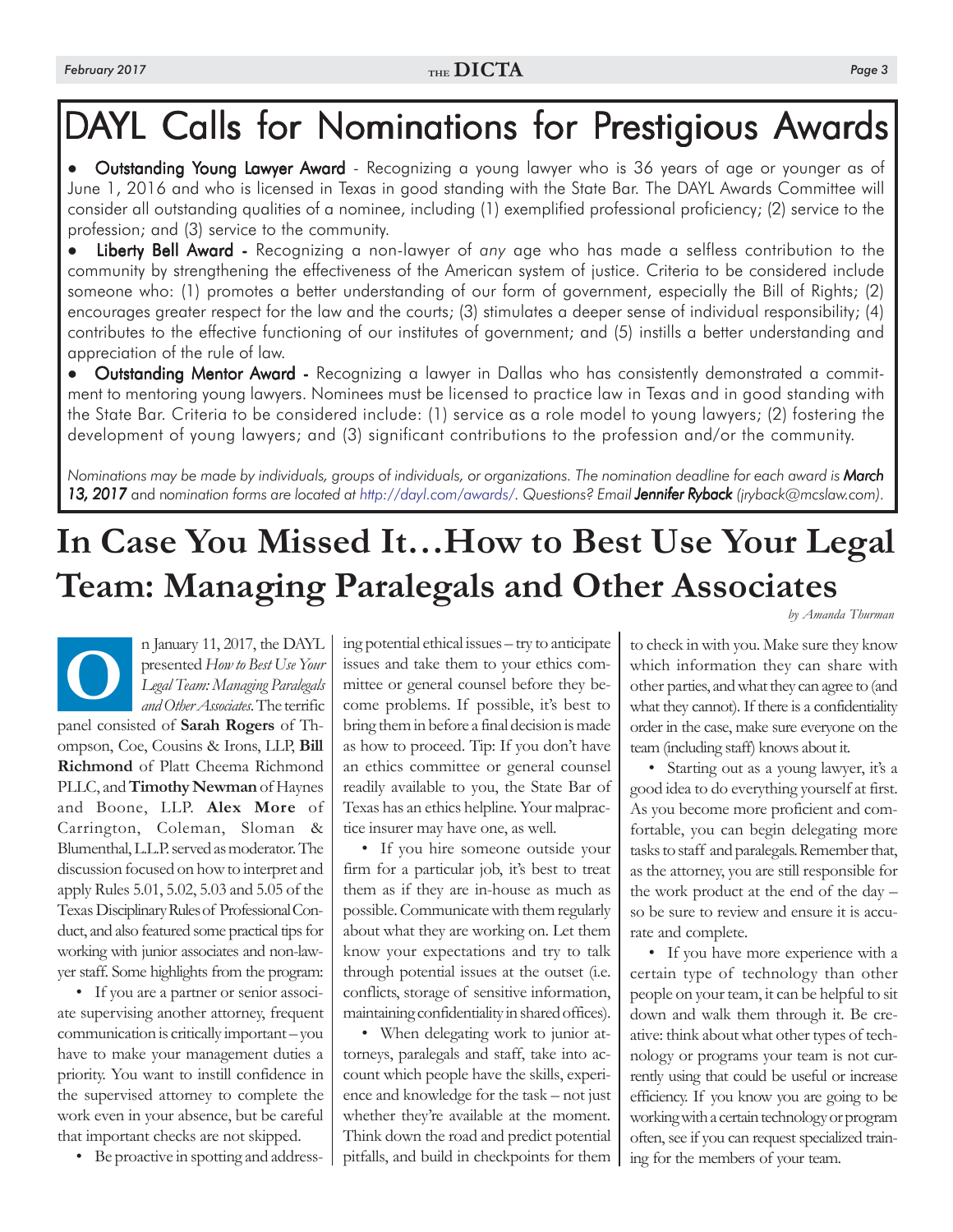# DAYL Calls for Nominations for Prestigious Awards

- **Outstanding Young Lawyer Award** - Recognizing a young lawyer who is 36 years of age or younger as of June 1, 2016 and who is licensed in Texas in good standing with the State Bar. The DAYL Awards Committee will consider all outstanding qualities of a nominee, including (1) exemplified professional proficiency; (2) service to the profession; and (3) service to the community.
- **Liberty Bell Award -** Recognizing a non-lawyer of *any* age who has made a selfless contribution to the community by strengthening the effectiveness of the American system of justice. Criteria to be considered include someone who: (1) promotes a better understanding of our form of government, especially the Bill of Rights; (2) encourages greater respect for the law and the courts; (3) stimulates a deeper sense of individual responsibility; (4) contributes to the effective functioning of our institutes of government; and (5) instills a better understanding and appreciation of the rule of law.
- **Outstanding Mentor Award -** Recognizing a lawyer in Dallas who has consistently demonstrated a commitment to mentoring young lawyers. Nominees must be licensed to practice law in Texas and in good standing with the State Bar. Criteria to be considered include: (1) service as a role model to young lawyers; (2) fostering the development of young lawyers; and (3) significant contributions to the profession and/or the community.

*Nominations may be made by individuals, groups of individuals, or organizations. The nomination deadline for each award is* ***March 13, 2017*** *and nomination forms are located at http://dayl.com/awards/. Questions? Email* ***Jennifer Ryback*** *(jryback@mcslaw.com).*

# In Case You Missed It…How to Best Use Your Legal Team: Managing Paralegals and Other Associates

*by Amanda Thurman*

On January 11, 2017, the DAYL presented *How to Best Use Your Legal Team: Managing Paralegals and Other Associates*. The terrific panel consisted of **Sarah Rogers** of Thompson, Coe, Cousins & Irons, LLP, **Bill Richmond** of Platt Cheema Richmond PLLC, and **Timothy Newman** of Haynes and Boone, LLP. **Alex More** of Carrington, Coleman, Sloman & Blumenthal, L.L.P. served as moderator. The discussion focused on how to interpret and apply Rules 5.01, 5.02, 5.03 and 5.05 of the Texas Disciplinary Rules of Professional Conduct, and also featured some practical tips for working with junior associates and non-lawyer staff. Some highlights from the program:

- If you are a partner or senior associate supervising another attorney, frequent communication is critically important – you have to make your management duties a priority. You want to instill confidence in the supervised attorney to complete the work even in your absence, but be careful that important checks are not skipped.
- Be proactive in spotting and addressing potential ethical issues – try to anticipate issues and take them to your ethics committee or general counsel before they become problems. If possible, it's best to bring them in before a final decision is made as how to proceed. Tip: If you don't have an ethics committee or general counsel readily available to you, the State Bar of Texas has an ethics helpline. Your malpractice insurer may have one, as well.
- If you hire someone outside your firm for a particular job, it's best to treat them as if they are in-house as much as possible. Communicate with them regularly about what they are working on. Let them know your expectations and try to talk through potential issues at the outset (i.e. conflicts, storage of sensitive information, maintaining confidentiality in shared offices).
- When delegating work to junior attorneys, paralegals and staff, take into account which people have the skills, experience and knowledge for the task – not just whether they're available at the moment. Think down the road and predict potential pitfalls, and build in checkpoints for them to check in with you. Make sure they know which information they can share with other parties, and what they can agree to (and what they cannot). If there is a confidentiality order in the case, make sure everyone on the team (including staff) knows about it.
- Starting out as a young lawyer, it's a good idea to do everything yourself at first. As you become more proficient and comfortable, you can begin delegating more tasks to staff and paralegals. Remember that, as the attorney, you are still responsible for the work product at the end of the day – so be sure to review and ensure it is accurate and complete.
- If you have more experience with a certain type of technology than other people on your team, it can be helpful to sit down and walk them through it. Be creative: think about what other types of technology or programs your team is not currently using that could be useful or increase efficiency. If you know you are going to be working with a certain technology or program often, see if you can request specialized training for the members of your team.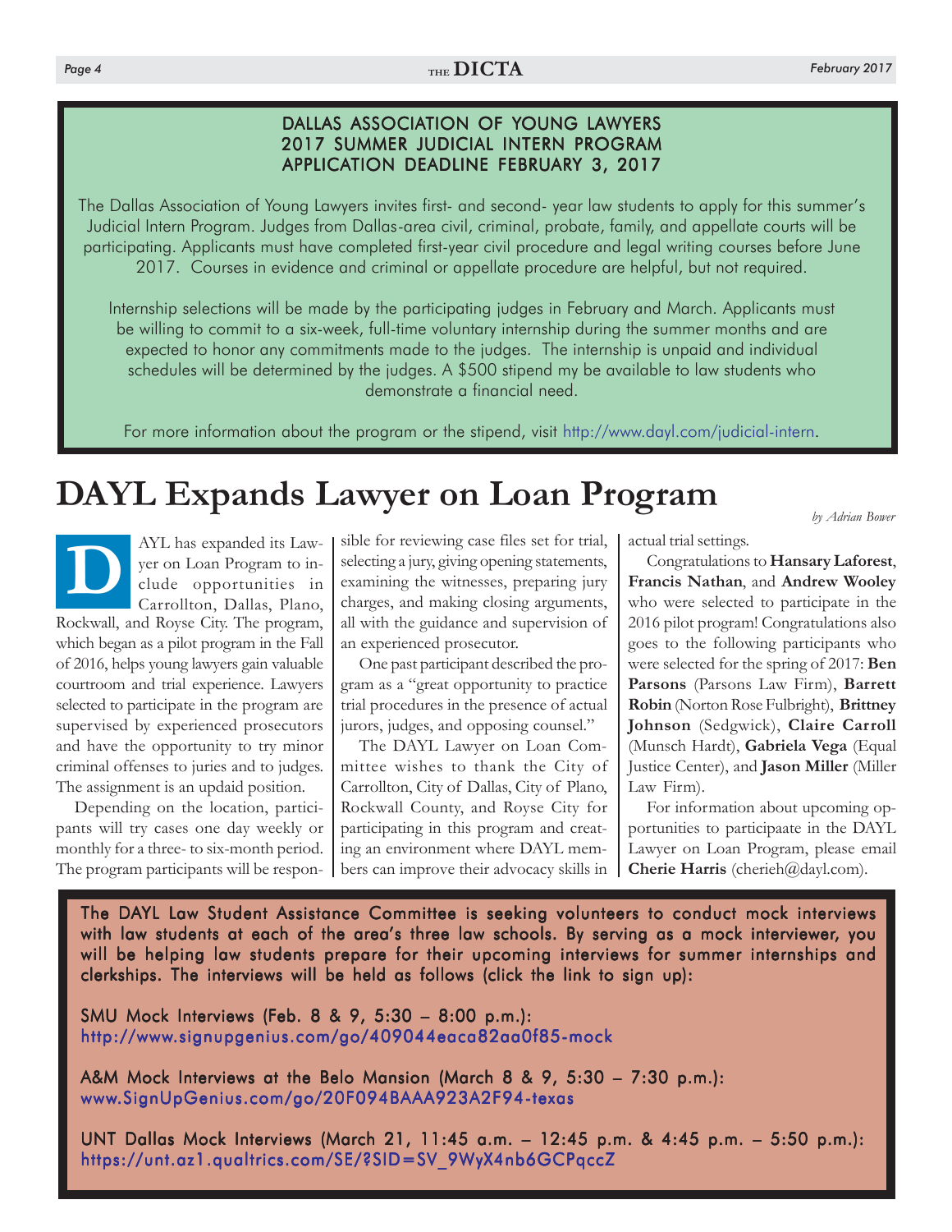**DALLAS ASSOCIATION OF YOUNG LAWYERS**
**2017 SUMMER JUDICIAL INTERN PROGRAM**
**APPLICATION DEADLINE FEBRUARY 3, 2017**

The Dallas Association of Young Lawyers invites first- and second- year law students to apply for this summer's Judicial Intern Program. Judges from Dallas-area civil, criminal, probate, family, and appellate courts will be participating. Applicants must have completed first-year civil procedure and legal writing courses before June 2017. Courses in evidence and criminal or appellate procedure are helpful, but not required.

Internship selections will be made by the participating judges in February and March. Applicants must be willing to commit to a six-week, full-time voluntary internship during the summer months and are expected to honor any commitments made to the judges. The internship is unpaid and individual schedules will be determined by the judges. A $500 stipend my be available to law students who demonstrate a financial need.

For more information about the program or the stipend, visit http://www.dayl.com/judicial-intern.

# DAYL Expands Lawyer on Loan Program

*by Adrian Bower*

DAYL has expanded its Lawyer on Loan Program to include opportunities in Carrollton, Dallas, Plano, Rockwall, and Royse City. The program, which began as a pilot program in the Fall of 2016, helps young lawyers gain valuable courtroom and trial experience. Lawyers selected to participate in the program are supervised by experienced prosecutors and have the opportunity to try minor criminal offenses to juries and to judges. The assignment is an updaid position.

Depending on the location, participants will try cases one day weekly or monthly for a three- to six-month period. The program participants will be responsible for reviewing case files set for trial, selecting a jury, giving opening statements, examining the witnesses, preparing jury charges, and making closing arguments, all with the guidance and supervision of an experienced prosecutor.

One past participant described the program as a "great opportunity to practice trial procedures in the presence of actual jurors, judges, and opposing counsel."

The DAYL Lawyer on Loan Committee wishes to thank the City of Carrollton, City of Dallas, City of Plano, Rockwall County, and Royse City for participating in this program and creating an environment where DAYL members can improve their advocacy skills in actual trial settings.

Congratulations to **Hansary Laforest**, **Francis Nathan**, and **Andrew Wooley** who were selected to participate in the 2016 pilot program! Congratulations also goes to the following participants who were selected for the spring of 2017: **Ben Parsons** (Parsons Law Firm), **Barrett Robin** (Norton Rose Fulbright), **Brittney Johnson** (Sedgwick), **Claire Carroll** (Munsch Hardt), **Gabriela Vega** (Equal Justice Center), and **Jason Miller** (Miller Law Firm).

For information about upcoming opportunities to participaate in the DAYL Lawyer on Loan Program, please email **Cherie Harris** (cherieh@dayl.com).

The DAYL Law Student Assistance Committee is seeking volunteers to conduct mock interviews with law students at each of the area's three law schools. By serving as a mock interviewer, you will be helping law students prepare for their upcoming interviews for summer internships and clerkships. The interviews will be held as follows (click the link to sign up):

SMU Mock Interviews (Feb. 8 & 9, 5:30 – 8:00 p.m.):
http://www.signupgenius.com/go/409044eaca82aa0f85-mock

A&M Mock Interviews at the Belo Mansion (March 8 & 9, 5:30 – 7:30 p.m.):
www.SignUpGenius.com/go/20F094BAAA923A2F94-texas

UNT Dallas Mock Interviews (March 21, 11:45 a.m. – 12:45 p.m. & 4:45 p.m. – 5:50 p.m.):
https://unt.az1.qualtrics.com/SE/?SID=SV_9WyX4nb6GCPqccZ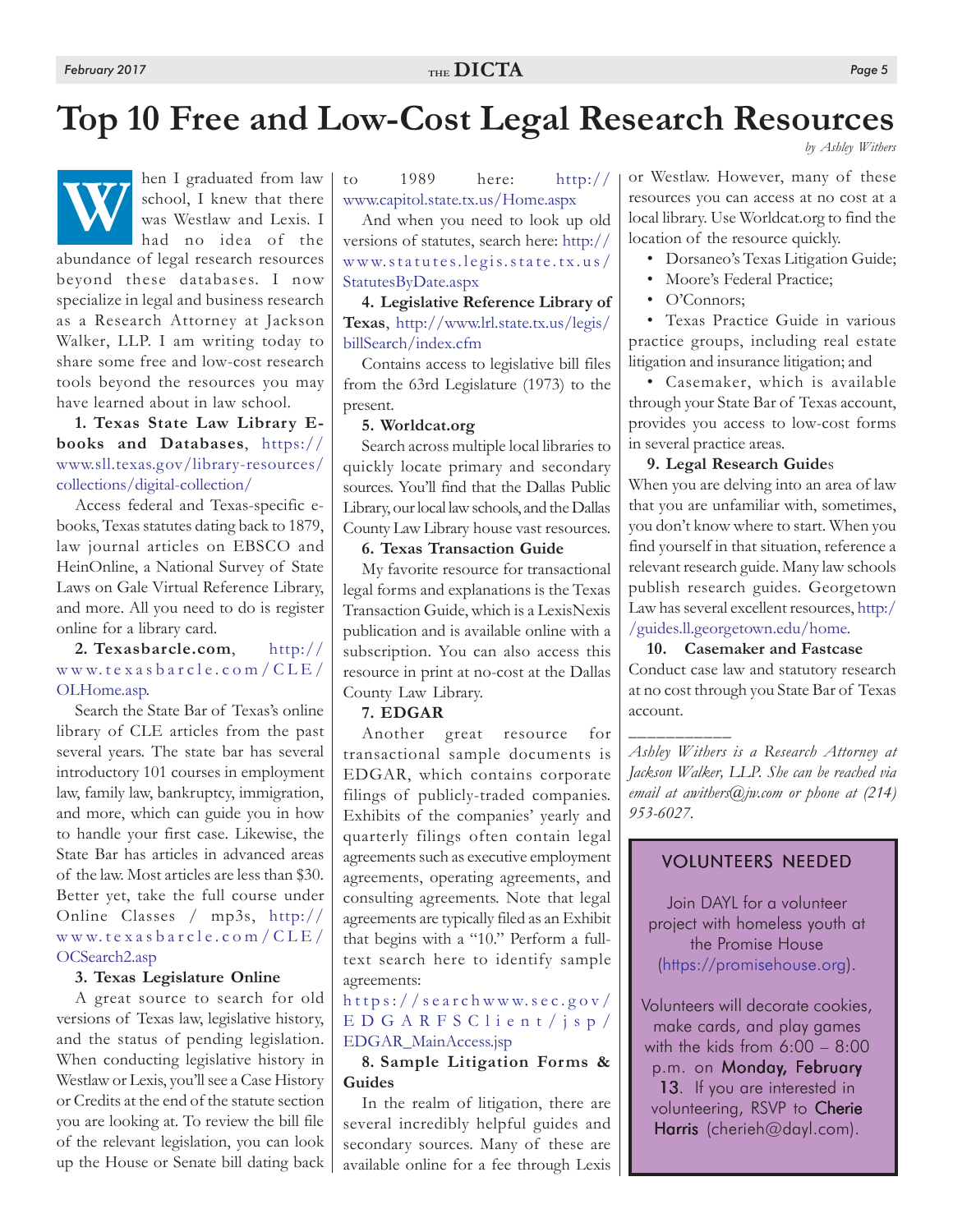# Top 10 Free and Low-Cost Legal Research Resources

*by Ashley Withers*

When I graduated from law school, I knew that there was Westlaw and Lexis. I had no idea of the abundance of legal research resources beyond these databases. I now specialize in legal and business research as a Research Attorney at Jackson Walker, LLP. I am writing today to share some free and low-cost research tools beyond the resources you may have learned about in law school.

**1. Texas State Law Library E-books and Databases**, https://www.sll.texas.gov/library-resources/collections/digital-collection/

Access federal and Texas-specific e-books, Texas statutes dating back to 1879, law journal articles on EBSCO and HeinOnline, a National Survey of State Laws on Gale Virtual Reference Library, and more. All you need to do is register online for a library card.

**2. Texasbarcle.com**, http://www.texasbarcle.com/CLE/OLHome.asp.

Search the State Bar of Texas's online library of CLE articles from the past several years. The state bar has several introductory 101 courses in employment law, family law, bankruptcy, immigration, and more, which can guide you in how to handle your first case. Likewise, the State Bar has articles in advanced areas of the law. Most articles are less than $30. Better yet, take the full course under Online Classes / mp3s, http://www.texasbarcle.com/CLE/OCSearch2.asp

**3. Texas Legislature Online**

A great source to search for old versions of Texas law, legislative history, and the status of pending legislation. When conducting legislative history in Westlaw or Lexis, you'll see a Case History or Credits at the end of the statute section you are looking at. To review the bill file of the relevant legislation, you can look up the House or Senate bill dating back to 1989 here: http://www.capitol.state.tx.us/Home.aspx

And when you need to look up old versions of statutes, search here: http://www.statutes.legis.state.tx.us/StatutesByDate.aspx

**4. Legislative Reference Library of Texas**, http://www.lrl.state.tx.us/legis/billSearch/index.cfm

Contains access to legislative bill files from the 63rd Legislature (1973) to the present.

**5. Worldcat.org**

Search across multiple local libraries to quickly locate primary and secondary sources. You'll find that the Dallas Public Library, our local law schools, and the Dallas County Law Library house vast resources.

**6. Texas Transaction Guide**

My favorite resource for transactional legal forms and explanations is the Texas Transaction Guide, which is a LexisNexis publication and is available online with a subscription. You can also access this resource in print at no-cost at the Dallas County Law Library.

**7. EDGAR**

Another great resource for transactional sample documents is EDGAR, which contains corporate filings of publicly-traded companies. Exhibits of the companies' yearly and quarterly filings often contain legal agreements such as executive employment agreements, operating agreements, and consulting agreements. Note that legal agreements are typically filed as an Exhibit that begins with a "10." Perform a full-text search here to identify sample agreements:

https://searchwww.sec.gov/EDGARFSClient/jsp/EDGAR_MainAccess.jsp

**8. Sample Litigation Forms & Guides**

In the realm of litigation, there are several incredibly helpful guides and secondary sources. Many of these are available online for a fee through Lexis or Westlaw. However, many of these resources you can access at no cost at a local library. Use Worldcat.org to find the location of the resource quickly.

- Dorsaneo's Texas Litigation Guide;
- Moore's Federal Practice;
- O'Connors;
- Texas Practice Guide in various practice groups, including real estate litigation and insurance litigation; and
- Casemaker, which is available through your State Bar of Texas account, provides you access to low-cost forms in several practice areas.

**9. Legal Research Guides**

When you are delving into an area of law that you are unfamiliar with, sometimes, you don't know where to start. When you find yourself in that situation, reference a relevant research guide. Many law schools publish research guides. Georgetown Law has several excellent resources, http://guides.ll.georgetown.edu/home.

**10. Casemaker and Fastcase**

Conduct case law and statutory research at no cost through you State Bar of Texas account.

___________

*Ashley Withers is a Research Attorney at Jackson Walker, LLP. She can be reached via email at awithers@jw.com or phone at (214) 953-6027.*

---

**VOLUNTEERS NEEDED**

Join DAYL for a volunteer project with homeless youth at the Promise House (https://promisehouse.org).

Volunteers will decorate cookies, make cards, and play games with the kids from 6:00 – 8:00 p.m. on **Monday, February 13**. If you are interested in volunteering, RSVP to **Cherie Harris** (cherieh@dayl.com).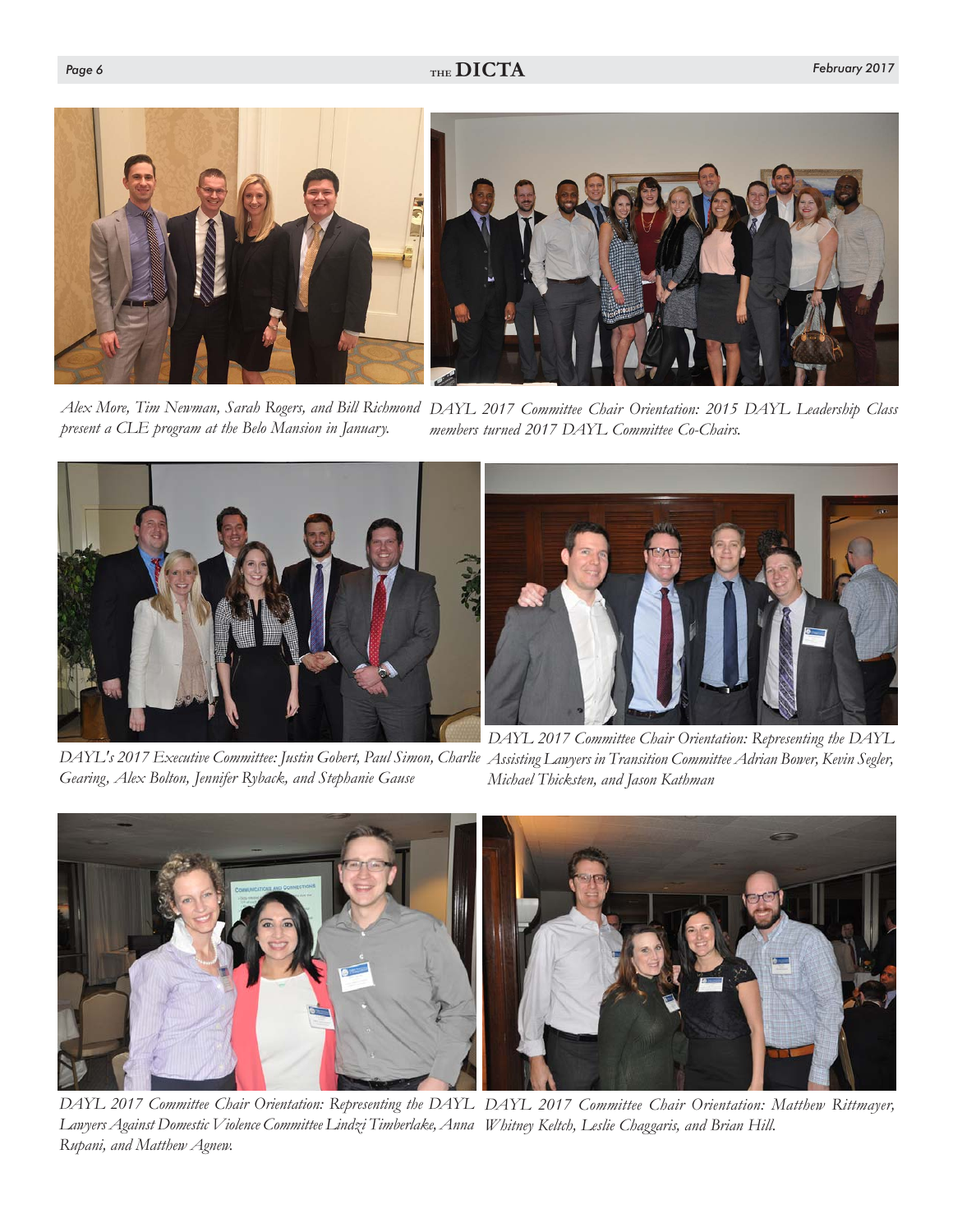*Alex More, Tim Newman, Sarah Rogers, and Bill Richmond present a CLE program at the Belo Mansion in January.*

*DAYL 2017 Committee Chair Orientation: 2015 DAYL Leadership Class members turned 2017 DAYL Committee Co-Chairs.*

*DAYL's 2017 Executive Committee: Justin Gobert, Paul Simon, Charlie Gearing, Alex Bolton, Jennifer Ryback, and Stephanie Gause*

*DAYL 2017 Committee Chair Orientation: Representing the DAYL Assisting Lawyers in Transition Committee Adrian Bower, Kevin Segler, Michael Thicksten, and Jason Kathman*

*DAYL 2017 Committee Chair Orientation: Representing the DAYL Lawyers Against Domestic Violence Committee Lindzi Timberlake, Anna Rupani, and Matthew Agnew.*

*DAYL 2017 Committee Chair Orientation: Matthew Rittmayer, Whitney Keltch, Leslie Chaggaris, and Brian Hill.*